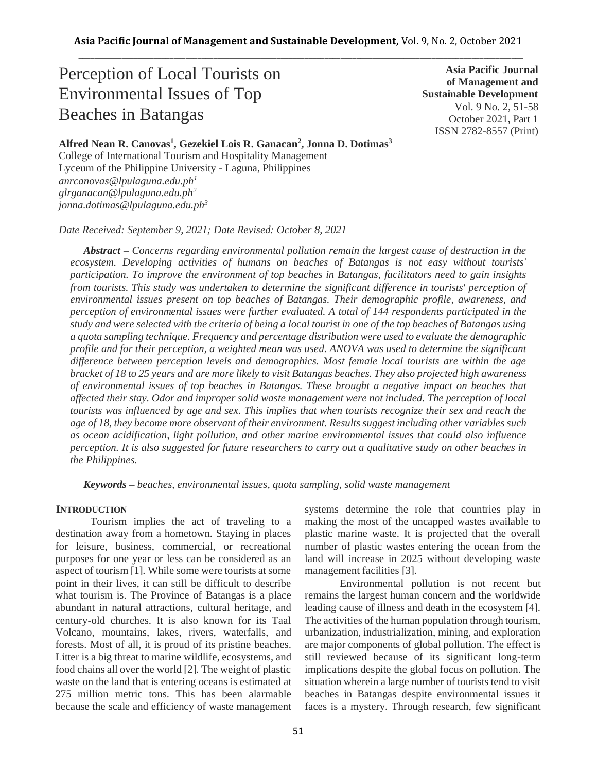# Perception of Local Tourists on Environmental Issues of Top Beaches in Batangas

**Asia Pacific Journal of Management and Sustainable Development**
Vol. 9 No. 2, 51-58
October 2021, Part 1
ISSN 2782-8557 (Print)

**Alfred Nean R. Canovas[1], Gezekiel Lois R. Ganacan[2], Jonna D. Dotimas[3]**
College of International Tourism and Hospitality Management
Lyceum of the Philippine University - Laguna, Philippines
*anrcanovas@lpulaguna.edu.ph[1]*
*glrganacan@lpulaguna.edu.ph[2]*
*jonna.dotimas@lpulaguna.edu.ph[3]*

*Date Received: September 9, 2021; Date Revised: October 8, 2021*

***Abstract*** *– Concerns regarding environmental pollution remain the largest cause of destruction in the ecosystem. Developing activities of humans on beaches of Batangas is not easy without tourists' participation. To improve the environment of top beaches in Batangas, facilitators need to gain insights from tourists. This study was undertaken to determine the significant difference in tourists' perception of environmental issues present on top beaches of Batangas. Their demographic profile, awareness, and perception of environmental issues were further evaluated. A total of 144 respondents participated in the study and were selected with the criteria of being a local tourist in one of the top beaches of Batangas using a quota sampling technique. Frequency and percentage distribution were used to evaluate the demographic profile and for their perception, a weighted mean was used. ANOVA was used to determine the significant difference between perception levels and demographics. Most female local tourists are within the age bracket of 18 to 25 years and are more likely to visit Batangas beaches. They also projected high awareness of environmental issues of top beaches in Batangas. These brought a negative impact on beaches that affected their stay. Odor and improper solid waste management were not included. The perception of local tourists was influenced by age and sex. This implies that when tourists recognize their sex and reach the age of 18, they become more observant of their environment. Results suggest including other variables such as ocean acidification, light pollution, and other marine environmental issues that could also influence perception. It is also suggested for future researchers to carry out a qualitative study on other beaches in the Philippines.*

***Keywords*** *– beaches, environmental issues, quota sampling, solid waste management*

## INTRODUCTION

Tourism implies the act of traveling to a destination away from a hometown. Staying in places for leisure, business, commercial, or recreational purposes for one year or less can be considered as an aspect of tourism [1]. While some were tourists at some point in their lives, it can still be difficult to describe what tourism is. The Province of Batangas is a place abundant in natural attractions, cultural heritage, and century-old churches. It is also known for its Taal Volcano, mountains, lakes, rivers, waterfalls, and forests. Most of all, it is proud of its pristine beaches. Litter is a big threat to marine wildlife, ecosystems, and food chains all over the world [2]. The weight of plastic waste on the land that is entering oceans is estimated at 275 million metric tons. This has been alarmable because the scale and efficiency of waste management systems determine the role that countries play in making the most of the uncapped wastes available to plastic marine waste. It is projected that the overall number of plastic wastes entering the ocean from the land will increase in 2025 without developing waste management facilities [3].

Environmental pollution is not recent but remains the largest human concern and the worldwide leading cause of illness and death in the ecosystem [4]. The activities of the human population through tourism, urbanization, industrialization, mining, and exploration are major components of global pollution. The effect is still reviewed because of its significant long-term implications despite the global focus on pollution. The situation wherein a large number of tourists tend to visit beaches in Batangas despite environmental issues it faces is a mystery. Through research, few significant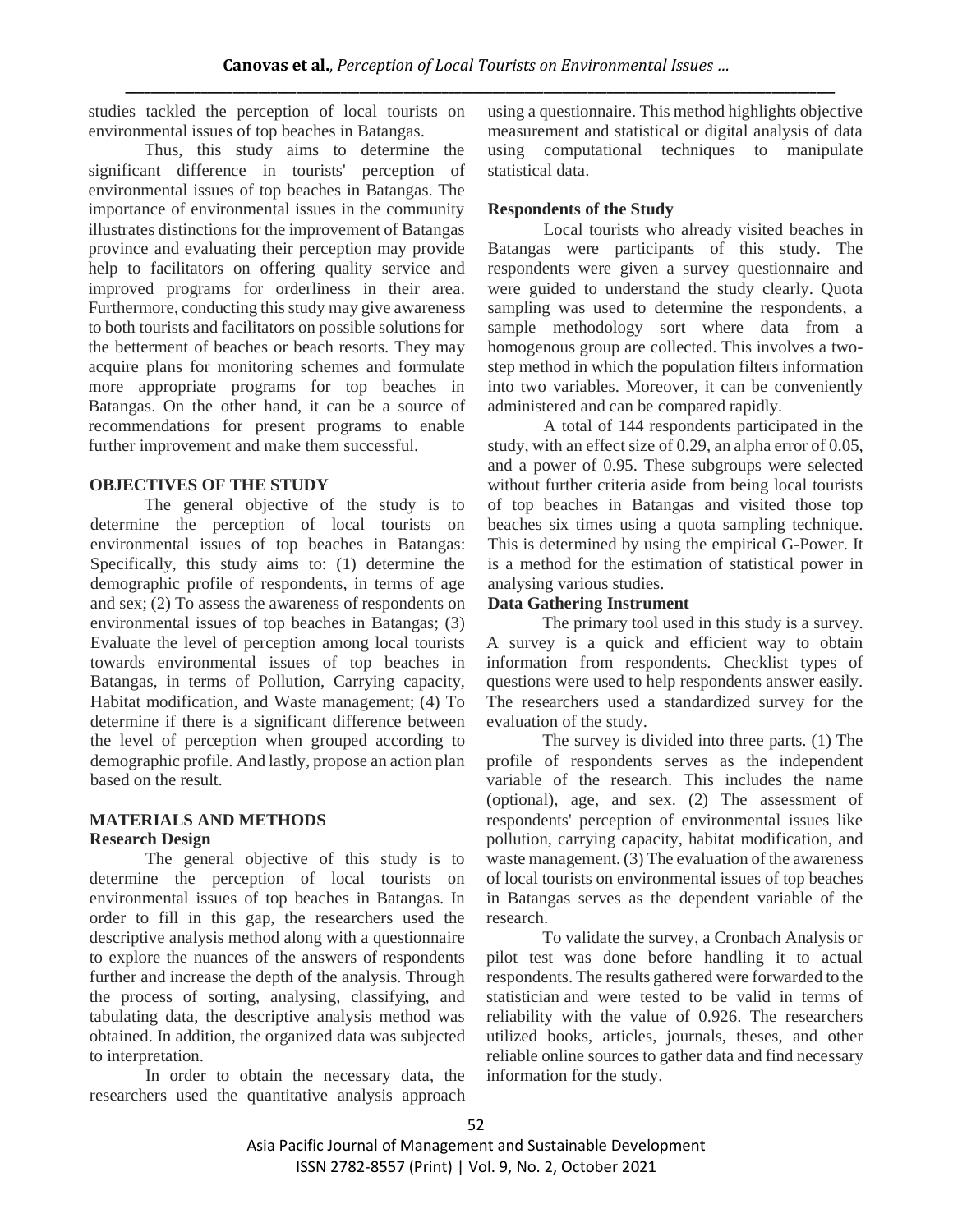studies tackled the perception of local tourists on environmental issues of top beaches in Batangas.

Thus, this study aims to determine the significant difference in tourists' perception of environmental issues of top beaches in Batangas. The importance of environmental issues in the community illustrates distinctions for the improvement of Batangas province and evaluating their perception may provide help to facilitators on offering quality service and improved programs for orderliness in their area. Furthermore, conducting this study may give awareness to both tourists and facilitators on possible solutions for the betterment of beaches or beach resorts. They may acquire plans for monitoring schemes and formulate more appropriate programs for top beaches in Batangas. On the other hand, it can be a source of recommendations for present programs to enable further improvement and make them successful.

## OBJECTIVES OF THE STUDY

The general objective of the study is to determine the perception of local tourists on environmental issues of top beaches in Batangas: Specifically, this study aims to: (1) determine the demographic profile of respondents, in terms of age and sex; (2) To assess the awareness of respondents on environmental issues of top beaches in Batangas; (3) Evaluate the level of perception among local tourists towards environmental issues of top beaches in Batangas, in terms of Pollution, Carrying capacity, Habitat modification, and Waste management; (4) To determine if there is a significant difference between the level of perception when grouped according to demographic profile. And lastly, propose an action plan based on the result.

## MATERIALS AND METHODS

### Research Design

The general objective of this study is to determine the perception of local tourists on environmental issues of top beaches in Batangas. In order to fill in this gap, the researchers used the descriptive analysis method along with a questionnaire to explore the nuances of the answers of respondents further and increase the depth of the analysis. Through the process of sorting, analysing, classifying, and tabulating data, the descriptive analysis method was obtained. In addition, the organized data was subjected to interpretation.

In order to obtain the necessary data, the researchers used the quantitative analysis approach using a questionnaire. This method highlights objective measurement and statistical or digital analysis of data using computational techniques to manipulate statistical data.

### Respondents of the Study

Local tourists who already visited beaches in Batangas were participants of this study. The respondents were given a survey questionnaire and were guided to understand the study clearly. Quota sampling was used to determine the respondents, a sample methodology sort where data from a homogenous group are collected. This involves a two-step method in which the population filters information into two variables. Moreover, it can be conveniently administered and can be compared rapidly.

A total of 144 respondents participated in the study, with an effect size of 0.29, an alpha error of 0.05, and a power of 0.95. These subgroups were selected without further criteria aside from being local tourists of top beaches in Batangas and visited those top beaches six times using a quota sampling technique. This is determined by using the empirical G-Power. It is a method for the estimation of statistical power in analysing various studies.

### Data Gathering Instrument

The primary tool used in this study is a survey. A survey is a quick and efficient way to obtain information from respondents. Checklist types of questions were used to help respondents answer easily. The researchers used a standardized survey for the evaluation of the study.

The survey is divided into three parts. (1) The profile of respondents serves as the independent variable of the research. This includes the name (optional), age, and sex. (2) The assessment of respondents' perception of environmental issues like pollution, carrying capacity, habitat modification, and waste management. (3) The evaluation of the awareness of local tourists on environmental issues of top beaches in Batangas serves as the dependent variable of the research.

To validate the survey, a Cronbach Analysis or pilot test was done before handling it to actual respondents. The results gathered were forwarded to the statistician and were tested to be valid in terms of reliability with the value of 0.926. The researchers utilized books, articles, journals, theses, and other reliable online sources to gather data and find necessary information for the study.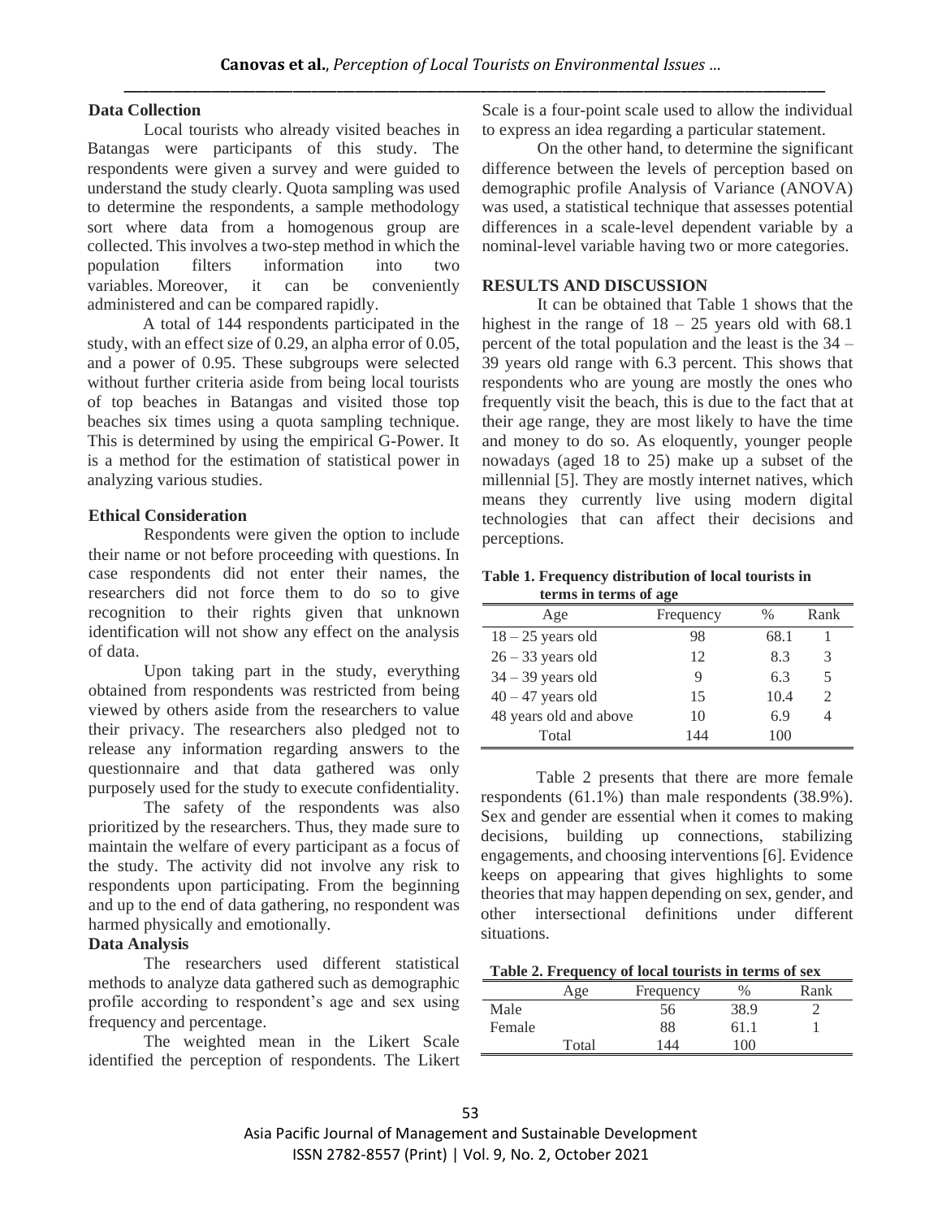### Data Collection

Local tourists who already visited beaches in Batangas were participants of this study. The respondents were given a survey and were guided to understand the study clearly. Quota sampling was used to determine the respondents, a sample methodology sort where data from a homogenous group are collected. This involves a two-step method in which the population filters information into two variables. Moreover, it can be conveniently administered and can be compared rapidly.

A total of 144 respondents participated in the study, with an effect size of 0.29, an alpha error of 0.05, and a power of 0.95. These subgroups were selected without further criteria aside from being local tourists of top beaches in Batangas and visited those top beaches six times using a quota sampling technique. This is determined by using the empirical G-Power. It is a method for the estimation of statistical power in analyzing various studies.

### Ethical Consideration

Respondents were given the option to include their name or not before proceeding with questions. In case respondents did not enter their names, the researchers did not force them to do so to give recognition to their rights given that unknown identification will not show any effect on the analysis of data.

Upon taking part in the study, everything obtained from respondents was restricted from being viewed by others aside from the researchers to value their privacy. The researchers also pledged not to release any information regarding answers to the questionnaire and that data gathered was only purposely used for the study to execute confidentiality.

The safety of the respondents was also prioritized by the researchers. Thus, they made sure to maintain the welfare of every participant as a focus of the study. The activity did not involve any risk to respondents upon participating. From the beginning and up to the end of data gathering, no respondent was harmed physically and emotionally.

### Data Analysis

The researchers used different statistical methods to analyze data gathered such as demographic profile according to respondent's age and sex using frequency and percentage.

The weighted mean in the Likert Scale identified the perception of respondents. The Likert Scale is a four-point scale used to allow the individual to express an idea regarding a particular statement.

On the other hand, to determine the significant difference between the levels of perception based on demographic profile Analysis of Variance (ANOVA) was used, a statistical technique that assesses potential differences in a scale-level dependent variable by a nominal-level variable having two or more categories.

## RESULTS AND DISCUSSION

It can be obtained that Table 1 shows that the highest in the range of 18 – 25 years old with 68.1 percent of the total population and the least is the 34 – 39 years old range with 6.3 percent. This shows that respondents who are young are mostly the ones who frequently visit the beach, this is due to the fact that at their age range, they are most likely to have the time and money to do so. As eloquently, younger people nowadays (aged 18 to 25) make up a subset of the millennial [5]. They are mostly internet natives, which means they currently live using modern digital technologies that can affect their decisions and perceptions.

**Table 1. Frequency distribution of local tourists in terms of age**

| Age | Frequency | % | Rank |
|---|---|---|---|
| 18 – 25 years old | 98 | 68.1 | 1 |
| 26 – 33 years old | 12 | 8.3 | 3 |
| 34 – 39 years old | 9 | 6.3 | 5 |
| 40 – 47 years old | 15 | 10.4 | 2 |
| 48 years old and above | 10 | 6.9 | 4 |
| Total | 144 | 100 | |

Table 2 presents that there are more female respondents (61.1%) than male respondents (38.9%). Sex and gender are essential when it comes to making decisions, building up connections, stabilizing engagements, and choosing interventions [6]. Evidence keeps on appearing that gives highlights to some theories that may happen depending on sex, gender, and other intersectional definitions under different situations.

**Table 2. Frequency of local tourists in terms of sex**

| Age | Frequency | % | Rank |
|---|---|---|---|
| Male | 56 | 38.9 | 2 |
| Female | 88 | 61.1 | 1 |
| Total | 144 | 100 | |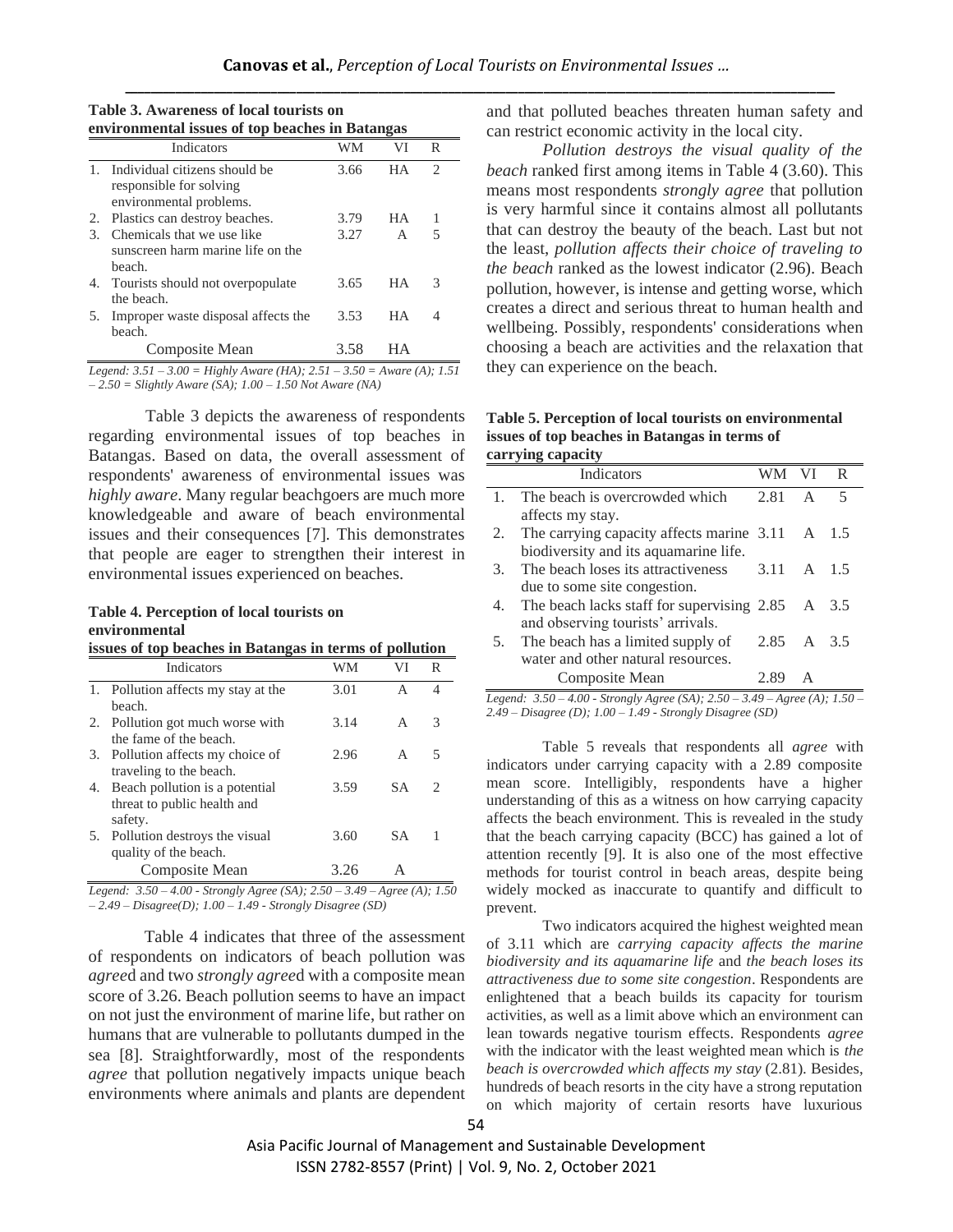**Table 3. Awareness of local tourists on environmental issues of top beaches in Batangas**

| | Indicators | WM | VI | R |
|---|---|---|---|---|
| 1. | Individual citizens should be responsible for solving environmental problems. | 3.66 | HA | 2 |
| 2. | Plastics can destroy beaches. | 3.79 | HA | 1 |
| 3. | Chemicals that we use like sunscreen harm marine life on the beach. | 3.27 | A | 5 |
| 4. | Tourists should not overpopulate the beach. | 3.65 | HA | 3 |
| 5. | Improper waste disposal affects the beach. | 3.53 | HA | 4 |
| | Composite Mean | 3.58 | HA | |

*Legend: 3.51 – 3.00 = Highly Aware (HA); 2.51 – 3.50 = Aware (A); 1.51 – 2.50 = Slightly Aware (SA); 1.00 – 1.50 Not Aware (NA)*

Table 3 depicts the awareness of respondents regarding environmental issues of top beaches in Batangas. Based on data, the overall assessment of respondents' awareness of environmental issues was *highly aware*. Many regular beachgoers are much more knowledgeable and aware of beach environmental issues and their consequences [7]. This demonstrates that people are eager to strengthen their interest in environmental issues experienced on beaches.

**Table 4. Perception of local tourists on environmental issues of top beaches in Batangas in terms of pollution**

| | Indicators | WM | VI | R |
|---|---|---|---|---|
| 1. | Pollution affects my stay at the beach. | 3.01 | A | 4 |
| 2. | Pollution got much worse with the fame of the beach. | 3.14 | A | 3 |
| 3. | Pollution affects my choice of traveling to the beach. | 2.96 | A | 5 |
| 4. | Beach pollution is a potential threat to public health and safety. | 3.59 | SA | 2 |
| 5. | Pollution destroys the visual quality of the beach. | 3.60 | SA | 1 |
| | Composite Mean | 3.26 | A | |

*Legend: 3.50 – 4.00 - Strongly Agree (SA); 2.50 – 3.49 – Agree (A); 1.50 – 2.49 – Disagree(D); 1.00 – 1.49 - Strongly Disagree (SD)*

Table 4 indicates that three of the assessment of respondents on indicators of beach pollution was *agree*d and two *strongly agree*d with a composite mean score of 3.26. Beach pollution seems to have an impact on not just the environment of marine life, but rather on humans that are vulnerable to pollutants dumped in the sea [8]. Straightforwardly, most of the respondents *agree* that pollution negatively impacts unique beach environments where animals and plants are dependent and that polluted beaches threaten human safety and can restrict economic activity in the local city.

*Pollution destroys the visual quality of the beach* ranked first among items in Table 4 (3.60). This means most respondents *strongly agree* that pollution is very harmful since it contains almost all pollutants that can destroy the beauty of the beach. Last but not the least, *pollution affects their choice of traveling to the beach* ranked as the lowest indicator (2.96). Beach pollution, however, is intense and getting worse, which creates a direct and serious threat to human health and wellbeing. Possibly, respondents' considerations when choosing a beach are activities and the relaxation that they can experience on the beach.

**Table 5. Perception of local tourists on environmental issues of top beaches in Batangas in terms of carrying capacity**

| | Indicators | WM | VI | R |
|---|---|---|---|---|
| 1. | The beach is overcrowded which affects my stay. | 2.81 | A | 5 |
| 2. | The carrying capacity affects marine biodiversity and its aquamarine life. | 3.11 | A | 1.5 |
| 3. | The beach loses its attractiveness due to some site congestion. | 3.11 | A | 1.5 |
| 4. | The beach lacks staff for supervising and observing tourists' arrivals. | 2.85 | A | 3.5 |
| 5. | The beach has a limited supply of water and other natural resources. | 2.85 | A | 3.5 |
| | Composite Mean | 2.89 | A | |

*Legend: 3.50 – 4.00 - Strongly Agree (SA); 2.50 – 3.49 – Agree (A); 1.50 – 2.49 – Disagree (D); 1.00 – 1.49 - Strongly Disagree (SD)*

Table 5 reveals that respondents all *agree* with indicators under carrying capacity with a 2.89 composite mean score. Intelligibly, respondents have a higher understanding of this as a witness on how carrying capacity affects the beach environment. This is revealed in the study that the beach carrying capacity (BCC) has gained a lot of attention recently [9]. It is also one of the most effective methods for tourist control in beach areas, despite being widely mocked as inaccurate to quantify and difficult to prevent.

Two indicators acquired the highest weighted mean of 3.11 which are *carrying capacity affects the marine biodiversity and its aquamarine life* and *the beach loses its attractiveness due to some site congestion*. Respondents are enlightened that a beach builds its capacity for tourism activities, as well as a limit above which an environment can lean towards negative tourism effects. Respondents *agree* with the indicator with the least weighted mean which is *the beach is overcrowded which affects my stay* (2.81). Besides, hundreds of beach resorts in the city have a strong reputation on which majority of certain resorts have luxurious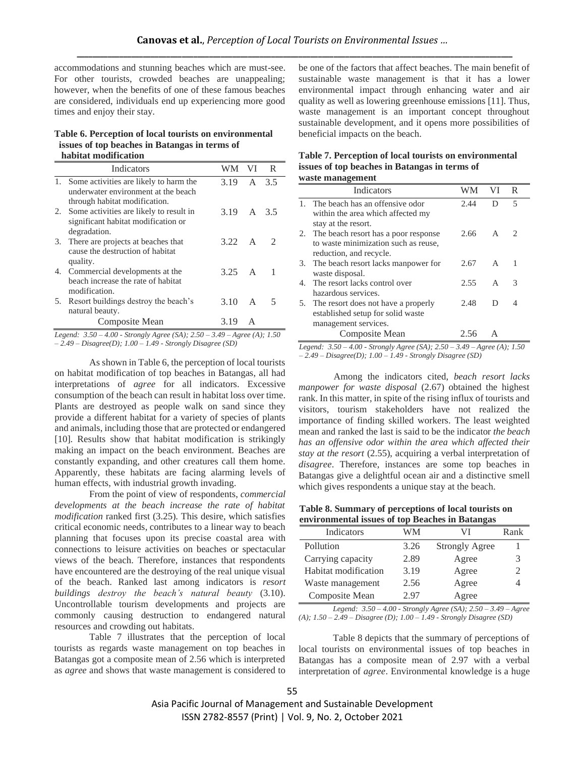accommodations and stunning beaches which are must-see. For other tourists, crowded beaches are unappealing; however, when the benefits of one of these famous beaches are considered, individuals end up experiencing more good times and enjoy their stay.

**Table 6. Perception of local tourists on environmental issues of top beaches in Batangas in terms of habitat modification**

| Indicators | WM | VI | R |
|---|---|---|---|
| 1. Some activities are likely to harm the underwater environment at the beach through habitat modification. | 3.19 | A | 3.5 |
| 2. Some activities are likely to result in significant habitat modification or degradation. | 3.19 | A | 3.5 |
| 3. There are projects at beaches that cause the destruction of habitat quality. | 3.22 | A | 2 |
| 4. Commercial developments at the beach increase the rate of habitat modification. | 3.25 | A | 1 |
| 5. Resort buildings destroy the beach's natural beauty. | 3.10 | A | 5 |
| Composite Mean | 3.19 | A | |

*Legend: 3.50 – 4.00 - Strongly Agree (SA); 2.50 – 3.49 – Agree (A); 1.50 – 2.49 – Disagree(D); 1.00 – 1.49 - Strongly Disagree (SD)*

As shown in Table 6, the perception of local tourists on habitat modification of top beaches in Batangas, all had interpretations of *agree* for all indicators. Excessive consumption of the beach can result in habitat loss over time. Plants are destroyed as people walk on sand since they provide a different habitat for a variety of species of plants and animals, including those that are protected or endangered [10]. Results show that habitat modification is strikingly making an impact on the beach environment. Beaches are constantly expanding, and other creatures call them home. Apparently, these habitats are facing alarming levels of human effects, with industrial growth invading.

From the point of view of respondents, *commercial developments at the beach increase the rate of habitat modification* ranked first (3.25). This desire, which satisfies critical economic needs, contributes to a linear way to beach planning that focuses upon its precise coastal area with connections to leisure activities on beaches or spectacular views of the beach. Therefore, instances that respondents have encountered are the destroying of the real unique visual of the beach. Ranked last among indicators is *resort buildings destroy the beach's natural beauty* (3.10). Uncontrollable tourism developments and projects are commonly causing destruction to endangered natural resources and crowding out habitats.

Table 7 illustrates that the perception of local tourists as regards waste management on top beaches in Batangas got a composite mean of 2.56 which is interpreted as *agree* and shows that waste management is considered to be one of the factors that affect beaches. The main benefit of sustainable waste management is that it has a lower environmental impact through enhancing water and air quality as well as lowering greenhouse emissions [11]. Thus, waste management is an important concept throughout sustainable development, and it opens more possibilities of beneficial impacts on the beach.

**Table 7. Perception of local tourists on environmental issues of top beaches in Batangas in terms of waste management**

| Indicators | WM | VI | R |
|---|---|---|---|
| 1. The beach has an offensive odor within the area which affected my stay at the resort. | 2.44 | D | 5 |
| 2. The beach resort has a poor response to waste minimization such as reuse, reduction, and recycle. | 2.66 | A | 2 |
| 3. The beach resort lacks manpower for waste disposal. | 2.67 | A | 1 |
| 4. The resort lacks control over hazardous services. | 2.55 | A | 3 |
| 5. The resort does not have a properly established setup for solid waste management services. | 2.48 | D | 4 |
| Composite Mean | 2.56 | A | |

*Legend: 3.50 – 4.00 - Strongly Agree (SA); 2.50 – 3.49 – Agree (A); 1.50 – 2.49 – Disagree(D); 1.00 – 1.49 - Strongly Disagree (SD)*

Among the indicators cited, *beach resort lacks manpower for waste disposal* (2.67) obtained the highest rank. In this matter, in spite of the rising influx of tourists and visitors, tourism stakeholders have not realized the importance of finding skilled workers. The least weighted mean and ranked the last is said to be the indicator *the beach has an offensive odor within the area which affected their stay at the resort* (2.55), acquiring a verbal interpretation of *disagree*. Therefore, instances are some top beaches in Batangas give a delightful ocean air and a distinctive smell which gives respondents a unique stay at the beach.

**Table 8. Summary of perceptions of local tourists on environmental issues of top Beaches in Batangas**

| Indicators | WM | VI | Rank |
|---|---|---|---|
| Pollution | 3.26 | Strongly Agree | 1 |
| Carrying capacity | 2.89 | Agree | 3 |
| Habitat modification | 3.19 | Agree | 2 |
| Waste management | 2.56 | Agree | 4 |
| Composite Mean | 2.97 | Agree | |

*Legend: 3.50 – 4.00 - Strongly Agree (SA); 2.50 – 3.49 – Agree (A); 1.50 – 2.49 – Disagree (D); 1.00 – 1.49 - Strongly Disagree (SD)*

Table 8 depicts that the summary of perceptions of local tourists on environmental issues of top beaches in Batangas has a composite mean of 2.97 with a verbal interpretation of *agree*. Environmental knowledge is a huge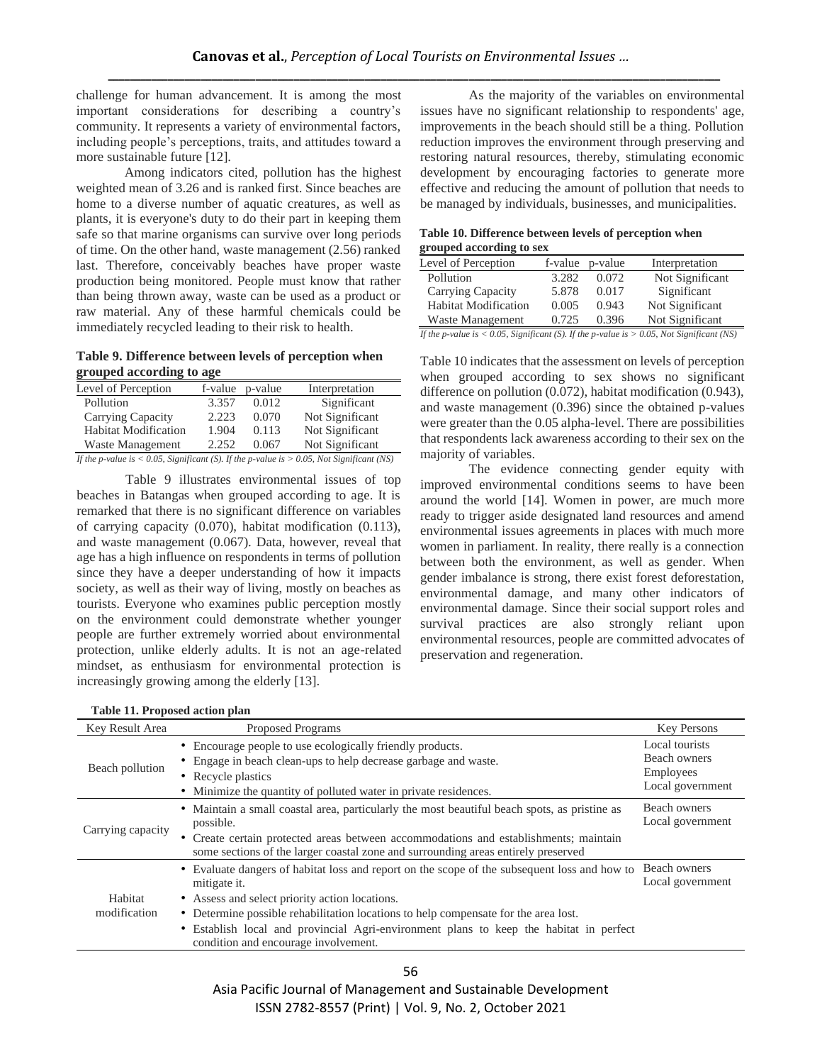challenge for human advancement. It is among the most important considerations for describing a country's community. It represents a variety of environmental factors, including people's perceptions, traits, and attitudes toward a more sustainable future [12].

Among indicators cited, pollution has the highest weighted mean of 3.26 and is ranked first. Since beaches are home to a diverse number of aquatic creatures, as well as plants, it is everyone's duty to do their part in keeping them safe so that marine organisms can survive over long periods of time. On the other hand, waste management (2.56) ranked last. Therefore, conceivably beaches have proper waste production being monitored. People must know that rather than being thrown away, waste can be used as a product or raw material. Any of these harmful chemicals could be immediately recycled leading to their risk to health.

**Table 9. Difference between levels of perception when grouped according to age**

| Level of Perception | f-value | p-value | Interpretation |
|---|---|---|---|
| Pollution | 3.357 | 0.012 | Significant |
| Carrying Capacity | 2.223 | 0.070 | Not Significant |
| Habitat Modification | 1.904 | 0.113 | Not Significant |
| Waste Management | 2.252 | 0.067 | Not Significant |

*If the p-value is < 0.05, Significant (S). If the p-value is > 0.05, Not Significant (NS)*

Table 9 illustrates environmental issues of top beaches in Batangas when grouped according to age. It is remarked that there is no significant difference on variables of carrying capacity (0.070), habitat modification (0.113), and waste management (0.067). Data, however, reveal that age has a high influence on respondents in terms of pollution since they have a deeper understanding of how it impacts society, as well as their way of living, mostly on beaches as tourists. Everyone who examines public perception mostly on the environment could demonstrate whether younger people are further extremely worried about environmental protection, unlike elderly adults. It is not an age-related mindset, as enthusiasm for environmental protection is increasingly growing among the elderly [13].

As the majority of the variables on environmental issues have no significant relationship to respondents' age, improvements in the beach should still be a thing. Pollution reduction improves the environment through preserving and restoring natural resources, thereby, stimulating economic development by encouraging factories to generate more effective and reducing the amount of pollution that needs to be managed by individuals, businesses, and municipalities.

**Table 10. Difference between levels of perception when grouped according to sex**

| Level of Perception | f-value | p-value | Interpretation |
|---|---|---|---|
| Pollution | 3.282 | 0.072 | Not Significant |
| Carrying Capacity | 5.878 | 0.017 | Significant |
| Habitat Modification | 0.005 | 0.943 | Not Significant |
| Waste Management | 0.725 | 0.396 | Not Significant |

*If the p-value is < 0.05, Significant (S). If the p-value is > 0.05, Not Significant (NS)*

Table 10 indicates that the assessment on levels of perception when grouped according to sex shows no significant difference on pollution (0.072), habitat modification (0.943), and waste management (0.396) since the obtained p-values were greater than the 0.05 alpha-level. There are possibilities that respondents lack awareness according to their sex on the majority of variables.

The evidence connecting gender equity with improved environmental conditions seems to have been around the world [14]. Women in power, are much more ready to trigger aside designated land resources and amend environmental issues agreements in places with much more women in parliament. In reality, there really is a connection between both the environment, as well as gender. When gender imbalance is strong, there exist forest deforestation, environmental damage, and many other indicators of environmental damage. Since their social support roles and survival practices are also strongly reliant upon environmental resources, people are committed advocates of preservation and regeneration.

**Table 11. Proposed action plan**

| Key Result Area | Proposed Programs | Key Persons |
|---|---|---|
| Beach pollution | • Encourage people to use ecologically friendly products.<br>• Engage in beach clean-ups to help decrease garbage and waste.<br>• Recycle plastics<br>• Minimize the quantity of polluted water in private residences. | Local tourists<br>Beach owners<br>Employees<br>Local government |
| Carrying capacity | • Maintain a small coastal area, particularly the most beautiful beach spots, as pristine as possible.<br>• Create certain protected areas between accommodations and establishments; maintain some sections of the larger coastal zone and surrounding areas entirely preserved | Beach owners<br>Local government |
| Habitat modification | • Evaluate dangers of habitat loss and report on the scope of the subsequent loss and how to mitigate it.<br>• Assess and select priority action locations.<br>• Determine possible rehabilitation locations to help compensate for the area lost.<br>• Establish local and provincial Agri-environment plans to keep the habitat in perfect condition and encourage involvement. | Beach owners<br>Local government |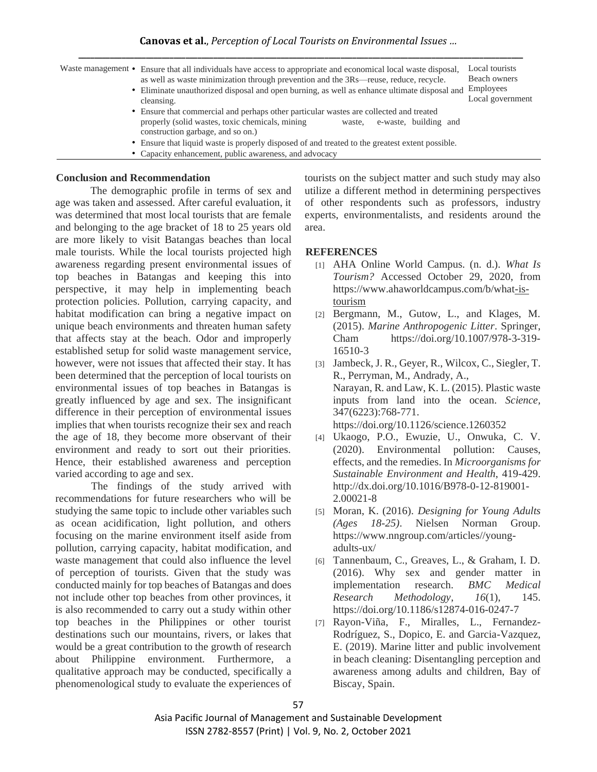| Waste management | • Ensure that all individuals have access to appropriate and economical local waste disposal, as well as waste minimization through prevention and the 3Rs—reuse, reduce, recycle.<br>• Eliminate unauthorized disposal and open burning, as well as enhance ultimate disposal and cleansing.<br>• Ensure that commercial and perhaps other particular wastes are collected and treated properly (solid wastes, toxic chemicals, mining waste, e-waste, building and construction garbage, and so on.)<br>• Ensure that liquid waste is properly disposed of and treated to the greatest extent possible.<br>• Capacity enhancement, public awareness, and advocacy | Local tourists<br>Beach owners<br>Employees<br>Local government |
|---|---|---|

## Conclusion and Recommendation

The demographic profile in terms of sex and age was taken and assessed. After careful evaluation, it was determined that most local tourists that are female and belonging to the age bracket of 18 to 25 years old are more likely to visit Batangas beaches than local male tourists. While the local tourists projected high awareness regarding present environmental issues of top beaches in Batangas and keeping this into perspective, it may help in implementing beach protection policies. Pollution, carrying capacity, and habitat modification can bring a negative impact on unique beach environments and threaten human safety that affects stay at the beach. Odor and improperly established setup for solid waste management service, however, were not issues that affected their stay. It has been determined that the perception of local tourists on environmental issues of top beaches in Batangas is greatly influenced by age and sex. The insignificant difference in their perception of environmental issues implies that when tourists recognize their sex and reach the age of 18, they become more observant of their environment and ready to sort out their priorities. Hence, their established awareness and perception varied according to age and sex.

The findings of the study arrived with recommendations for future researchers who will be studying the same topic to include other variables such as ocean acidification, light pollution, and others focusing on the marine environment itself aside from pollution, carrying capacity, habitat modification, and waste management that could also influence the level of perception of tourists. Given that the study was conducted mainly for top beaches of Batangas and does not include other top beaches from other provinces, it is also recommended to carry out a study within other top beaches in the Philippines or other tourist destinations such our mountains, rivers, or lakes that would be a great contribution to the growth of research about Philippine environment. Furthermore, a qualitative approach may be conducted, specifically a phenomenological study to evaluate the experiences of tourists on the subject matter and such study may also utilize a different method in determining perspectives of other respondents such as professors, industry experts, environmentalists, and residents around the area.

## REFERENCES

[1] AHA Online World Campus. (n. d.). *What Is Tourism?* Accessed October 29, 2020, from https://www.ahaworldcampus.com/b/what-is-tourism

[2] Bergmann, M., Gutow, L., and Klages, M. (2015). *Marine Anthropogenic Litter*. Springer, Cham https://doi.org/10.1007/978-3-319-16510-3

[3] Jambeck, J. R., Geyer, R., Wilcox, C., Siegler, T. R., Perryman, M., Andrady, A., Narayan, R. and Law, K. L. (2015). Plastic waste inputs from land into the ocean. *Science*, 347(6223):768-771. https://doi.org/10.1126/science.1260352

[4] Ukaogo, P.O., Ewuzie, U., Onwuka, C. V. (2020). Environmental pollution: Causes, effects, and the remedies. In *Microorganisms for Sustainable Environment and Health*, 419-429. http://dx.doi.org/10.1016/B978-0-12-819001-2.00021-8

[5] Moran, K. (2016). *Designing for Young Adults (Ages 18-25)*. Nielsen Norman Group. https://www.nngroup.com/articles//young-adults-ux/

[6] Tannenbaum, C., Greaves, L., & Graham, I. D. (2016). Why sex and gender matter in implementation research. *BMC Medical Research Methodology*, *16*(1), 145. https://doi.org/10.1186/s12874-016-0247-7

[7] Rayon-Viña, F., Miralles, L., Fernandez-Rodríguez, S., Dopico, E. and Garcia-Vazquez, E. (2019). Marine litter and public involvement in beach cleaning: Disentangling perception and awareness among adults and children, Bay of Biscay, Spain.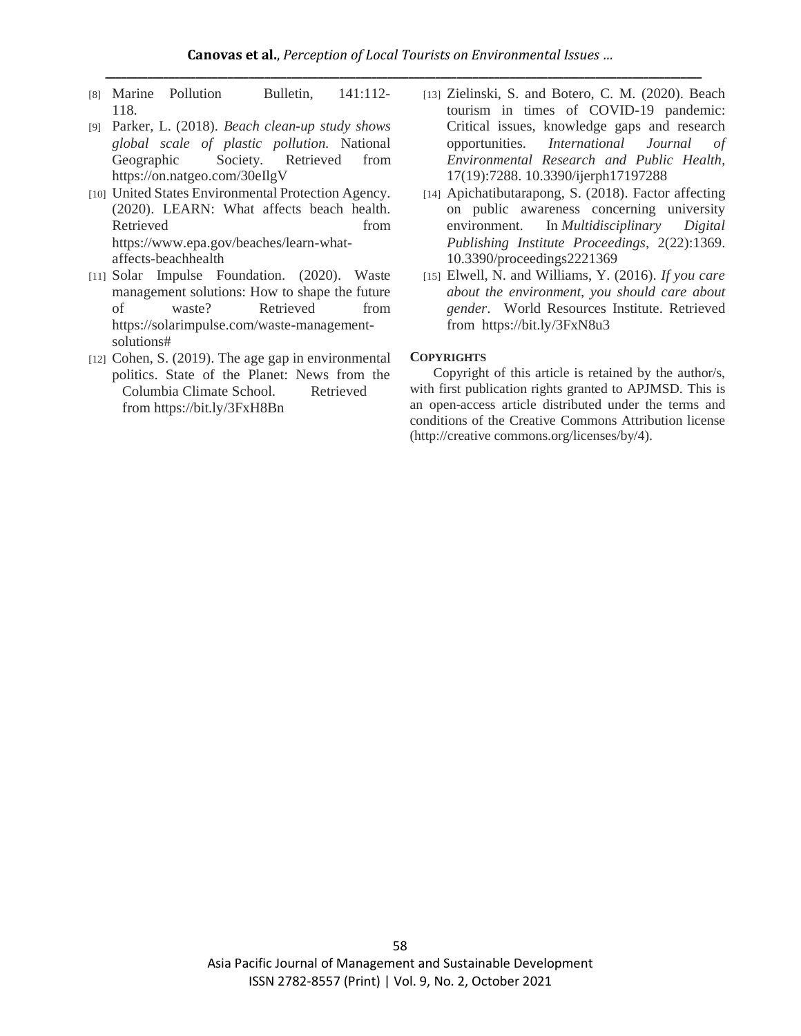[8] Marine Pollution Bulletin, 141:112-118.

[9] Parker, L. (2018). *Beach clean-up study shows global scale of plastic pollution.* National Geographic Society. Retrieved from https://on.natgeo.com/30eIlgV

[10] United States Environmental Protection Agency. (2020). LEARN: What affects beach health. Retrieved from https://www.epa.gov/beaches/learn-what-affects-beachhealth

[11] Solar Impulse Foundation. (2020). Waste management solutions: How to shape the future of waste? Retrieved from https://solarimpulse.com/waste-management-solutions#

[12] Cohen, S. (2019). The age gap in environmental politics. State of the Planet: News from the Columbia Climate School. Retrieved from https://bit.ly/3FxH8Bn

[13] Zielinski, S. and Botero, C. M. (2020). Beach tourism in times of COVID-19 pandemic: Critical issues, knowledge gaps and research opportunities. *International Journal of Environmental Research and Public Health,* 17(19):7288. 10.3390/ijerph17197288

[14] Apichatibutarapong, S. (2018). Factor affecting on public awareness concerning university environment. In *Multidisciplinary Digital Publishing Institute Proceedings,* 2(22):1369. 10.3390/proceedings2221369

[15] Elwell, N. and Williams, Y. (2016). *If you care about the environment, you should care about gender*. World Resources Institute. Retrieved from https://bit.ly/3FxN8u3

## COPYRIGHTS

Copyright of this article is retained by the author/s, with first publication rights granted to APJMSD. This is an open-access article distributed under the terms and conditions of the Creative Commons Attribution license (http://creative commons.org/licenses/by/4).